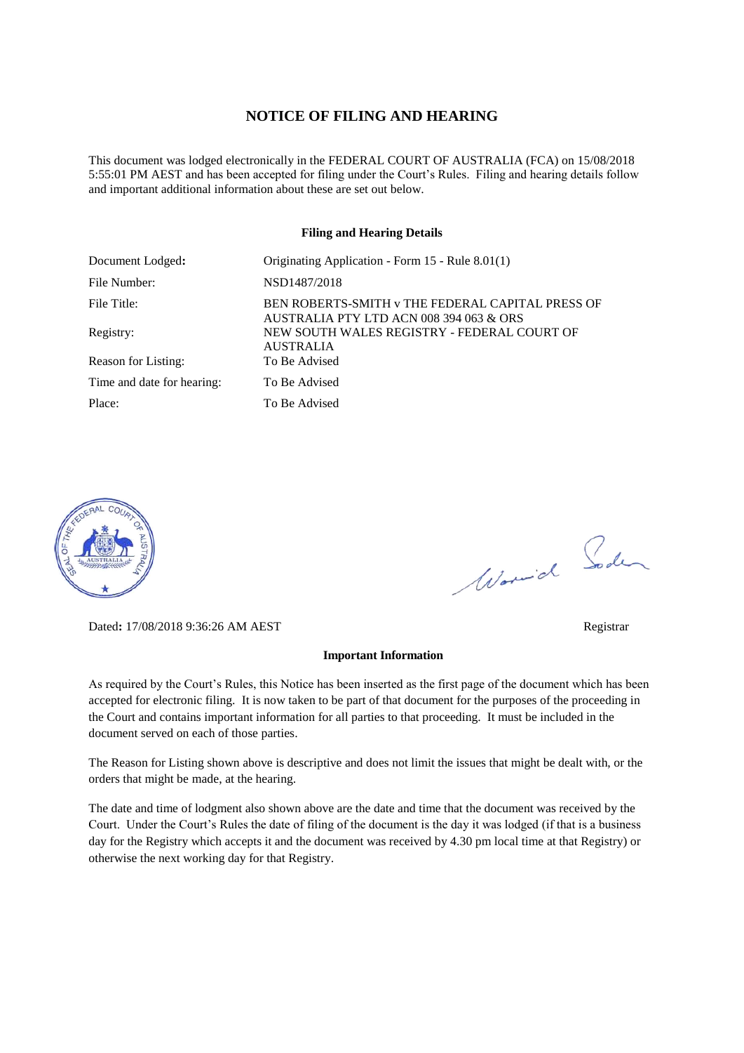# NOTICE OF FILING AND HEARING

This document was lodged electronically in the FEDERAL COURT OF AUSTRALIA (FCA) on 15/08/2018 5:55:01 PM AEST and has been accepted for filing under the Court's Rules. Filing and hearing details follow and important additional information about these are set out below.

**Filing and Hearing Details**

| | |
|---|---|
| Document Lodged**:** | Originating Application - Form 15 - Rule 8.01(1) |
| File Number: | NSD1487/2018 |
| File Title: | BEN ROBERTS-SMITH v THE FEDERAL CAPITAL PRESS OF AUSTRALIA PTY LTD ACN 008 394 063 & ORS |
| Registry: | NEW SOUTH WALES REGISTRY - FEDERAL COURT OF AUSTRALIA |
| Reason for Listing: | To Be Advised |
| Time and date for hearing: | To Be Advised |
| Place: | To Be Advised |

Dated**:** 17/08/2018 9:36:26 AM AEST

Registrar

**Important Information**

As required by the Court's Rules, this Notice has been inserted as the first page of the document which has been accepted for electronic filing. It is now taken to be part of that document for the purposes of the proceeding in the Court and contains important information for all parties to that proceeding. It must be included in the document served on each of those parties.

The Reason for Listing shown above is descriptive and does not limit the issues that might be dealt with, or the orders that might be made, at the hearing.

The date and time of lodgment also shown above are the date and time that the document was received by the Court. Under the Court's Rules the date of filing of the document is the day it was lodged (if that is a business day for the Registry which accepts it and the document was received by 4.30 pm local time at that Registry) or otherwise the next working day for that Registry.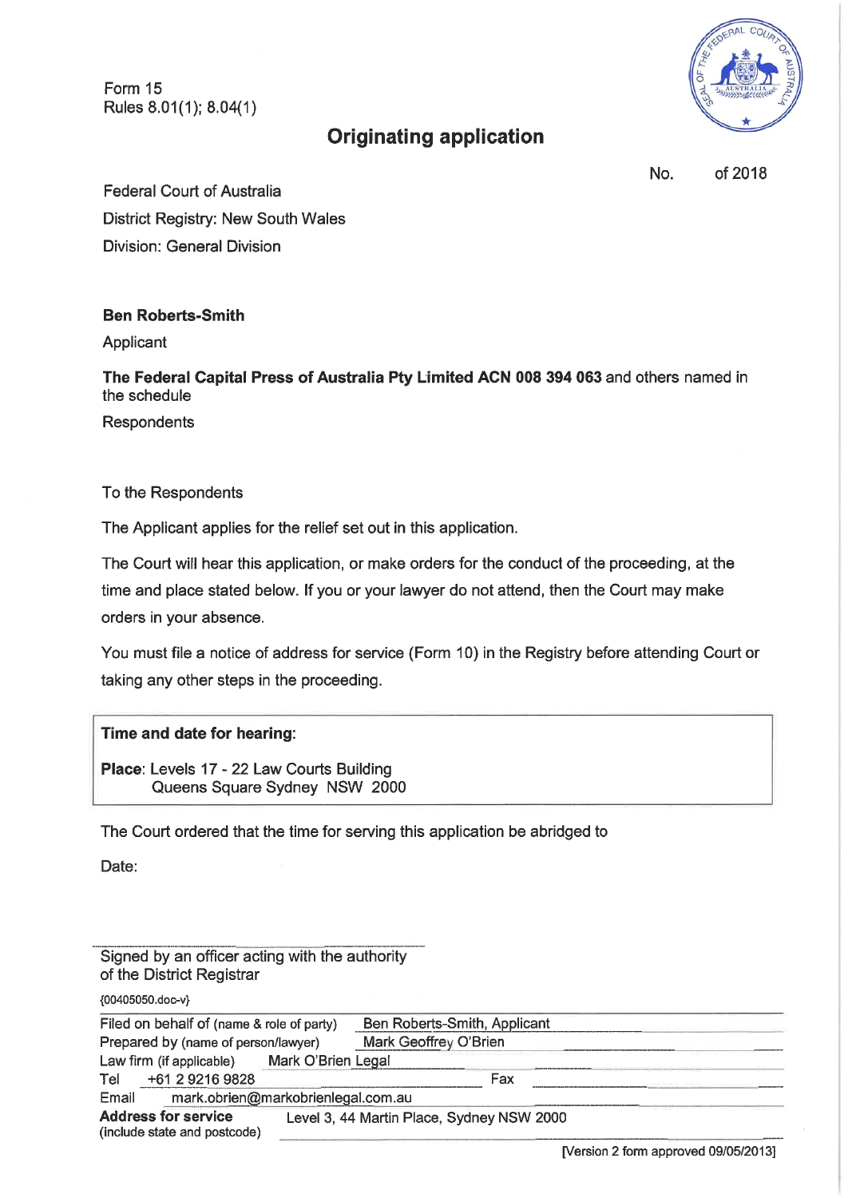Form 15
Rules 8.01(1); 8.04(1)

# Originating application

No. of 2018

Federal Court of Australia
District Registry: New South Wales
Division: General Division

**Ben Roberts-Smith**

Applicant

**The Federal Capital Press of Australia Pty Limited ACN 008 394 063** and others named in the schedule

Respondents

To the Respondents

The Applicant applies for the relief set out in this application.

The Court will hear this application, or make orders for the conduct of the proceeding, at the time and place stated below. If you or your lawyer do not attend, then the Court may make orders in your absence.

You must file a notice of address for service (Form 10) in the Registry before attending Court or taking any other steps in the proceeding.

**Time and date for hearing:**

**Place**: Levels 17 - 22 Law Courts Building
Queens Square Sydney NSW 2000

The Court ordered that the time for serving this application be abridged to

Date:

Signed by an officer acting with the authority of the District Registrar

{00405050.doc-v}

| | |
|---|---|
| Filed on behalf of (name & role of party) | Ben Roberts-Smith, Applicant |
| Prepared by (name of person/lawyer) | Mark Geoffrey O'Brien |
| Law firm (if applicable) | Mark O'Brien Legal |
| Tel | +61 2 9216 9828 |
| Fax | |
| Email | mark.obrien@markobrienlegal.com.au |
| **Address for service** (include state and postcode) | Level 3, 44 Martin Place, Sydney NSW 2000 |

[Version 2 form approved 09/05/2013]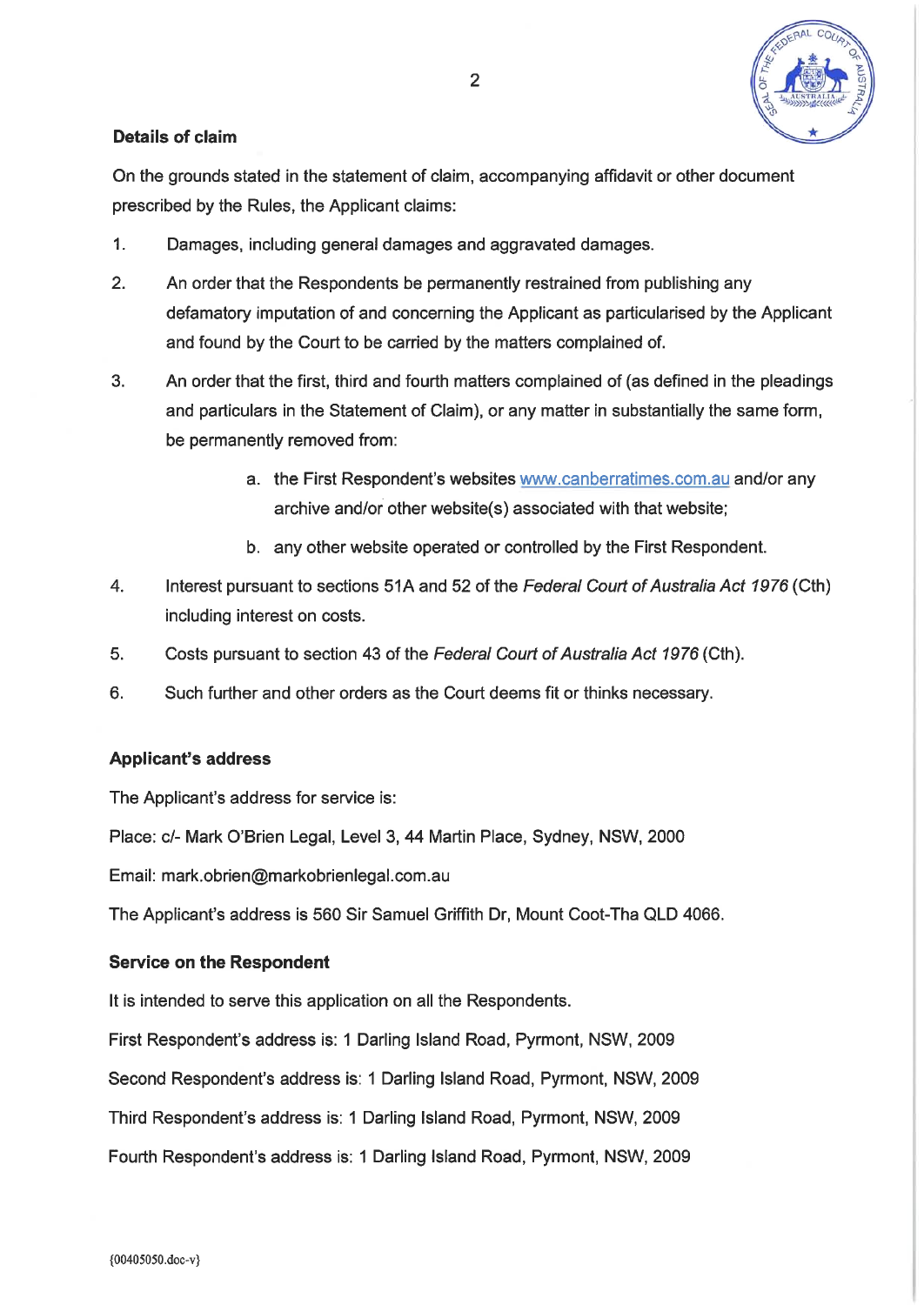### Details of claim

On the grounds stated in the statement of claim, accompanying affidavit or other document prescribed by the Rules, the Applicant claims:

1. Damages, including general damages and aggravated damages.

2. An order that the Respondents be permanently restrained from publishing any defamatory imputation of and concerning the Applicant as particularised by the Applicant and found by the Court to be carried by the matters complained of.

3. An order that the first, third and fourth matters complained of (as defined in the pleadings and particulars in the Statement of Claim), or any matter in substantially the same form, be permanently removed from:

   a. the First Respondent's websites www.canberratimes.com.au and/or any archive and/or other website(s) associated with that website;

   b. any other website operated or controlled by the First Respondent.

4. Interest pursuant to sections 51A and 52 of the *Federal Court of Australia Act 1976* (Cth) including interest on costs.

5. Costs pursuant to section 43 of the *Federal Court of Australia Act 1976* (Cth).

6. Such further and other orders as the Court deems fit or thinks necessary.

### Applicant's address

The Applicant's address for service is:

Place: c/- Mark O'Brien Legal, Level 3, 44 Martin Place, Sydney, NSW, 2000

Email: mark.obrien@markobrienlegal.com.au

The Applicant's address is 560 Sir Samuel Griffith Dr, Mount Coot-Tha QLD 4066.

### Service on the Respondent

It is intended to serve this application on all the Respondents.

First Respondent's address is: 1 Darling Island Road, Pyrmont, NSW, 2009

Second Respondent's address is: 1 Darling Island Road, Pyrmont, NSW, 2009

Third Respondent's address is: 1 Darling Island Road, Pyrmont, NSW, 2009

Fourth Respondent's address is: 1 Darling Island Road, Pyrmont, NSW, 2009

{00405050.doc-v}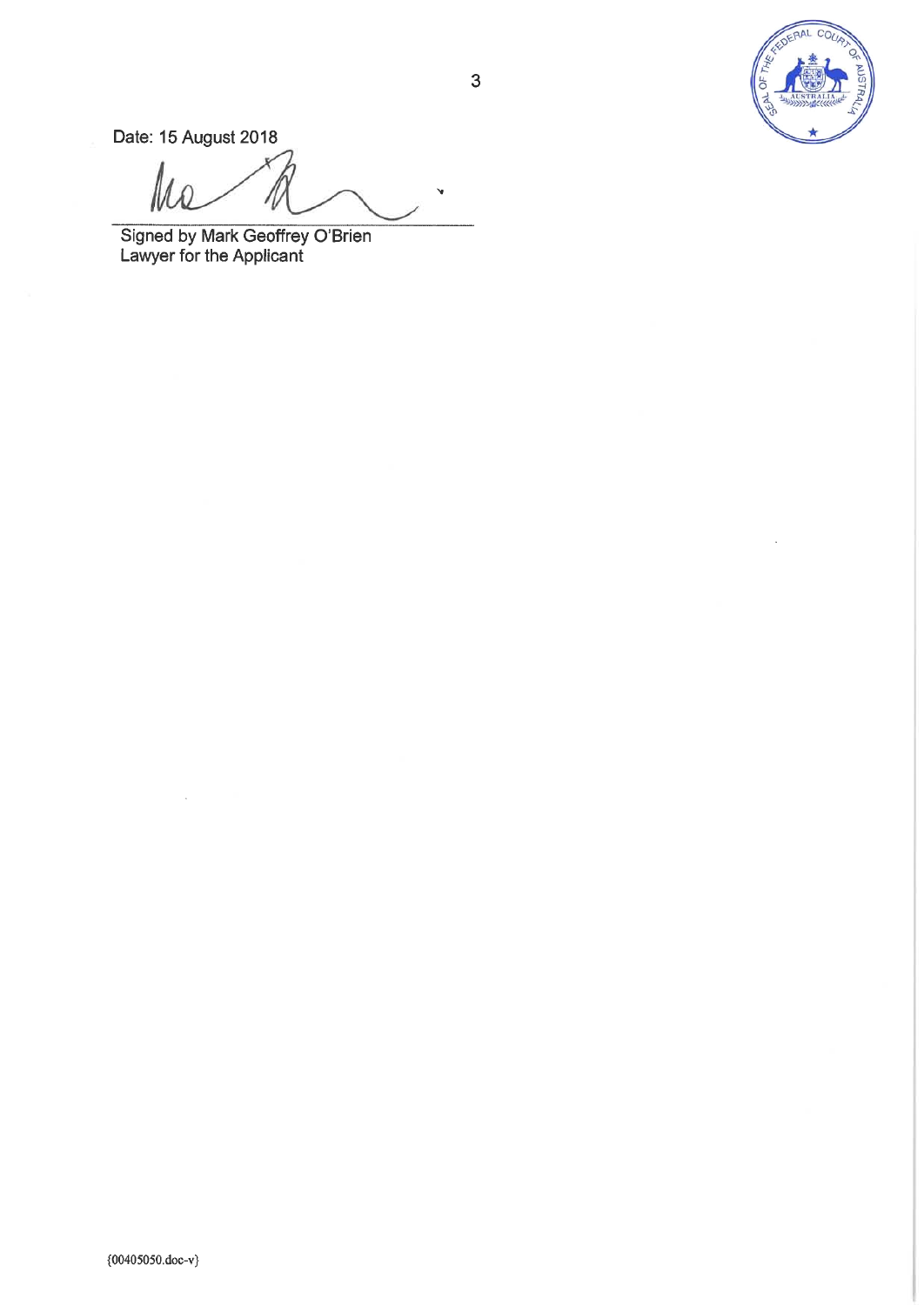Date: 15 August 2018

Signed by Mark Geoffrey O'Brien
Lawyer for the Applicant

{00405050.doc-v}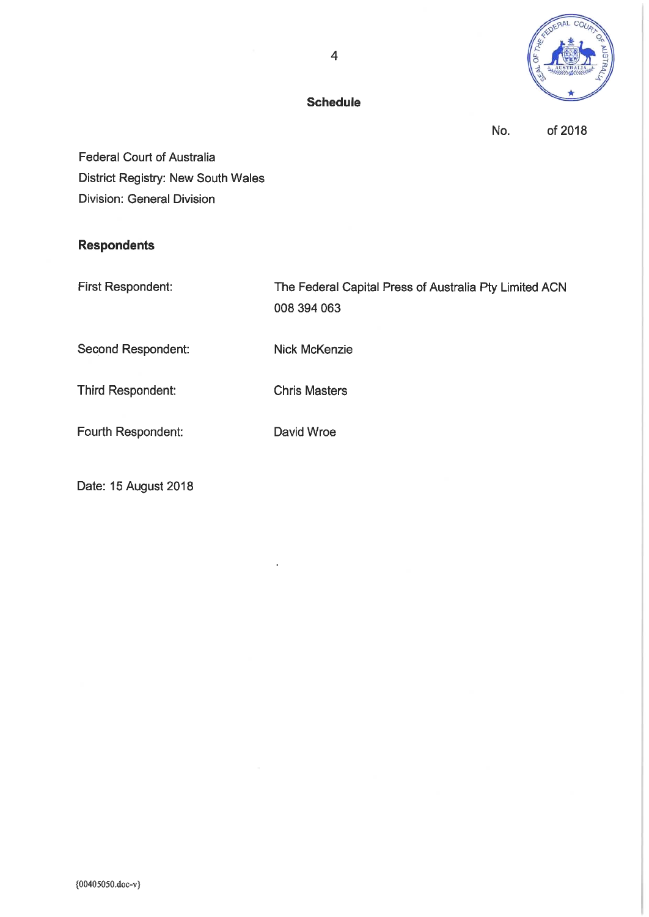**Schedule**

No. of 2018

Federal Court of Australia
District Registry: New South Wales
Division: General Division

## Respondents

| | |
|---|---|
| First Respondent: | The Federal Capital Press of Australia Pty Limited ACN 008 394 063 |
| Second Respondent: | Nick McKenzie |
| Third Respondent: | Chris Masters |
| Fourth Respondent: | David Wroe |

Date: 15 August 2018

{00405050.doc-v}